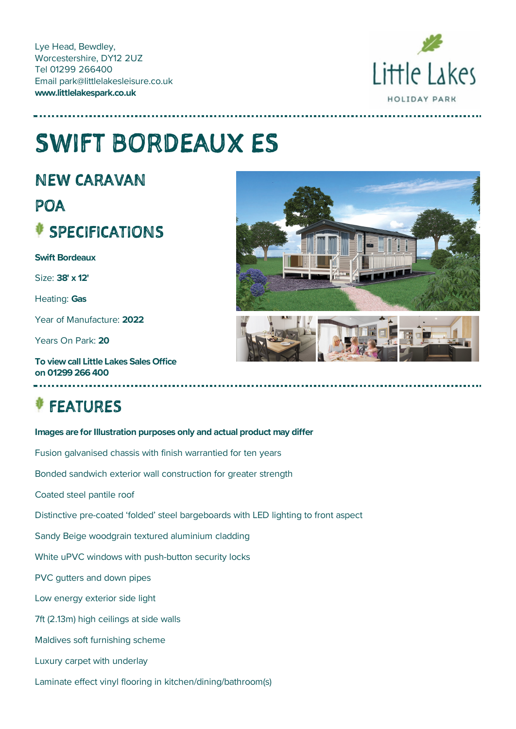Lye Head, Bewdley,
Worcestershire, DY12 2UZ
Tel 01299 266400
Email park@littlelakesleisure.co.uk
**www.littlelakespark.co.uk**

Little Lakes HOLIDAY PARK

# SWIFT BORDEAUX ES

## NEW CARAVAN

## POA

## SPECIFICATIONS

**Swift Bordeaux**

Size: **38' x 12'**

Heating: **Gas**

Year of Manufacture: **2022**

Years On Park: **20**

**To view call Little Lakes Sales Office on 01299 266 400**

## FEATURES

**Images are for Illustration purposes only and actual product may differ**

Fusion galvanised chassis with finish warrantied for ten years

Bonded sandwich exterior wall construction for greater strength

Coated steel pantile roof

Distinctive pre-coated 'folded' steel bargeboards with LED lighting to front aspect

Sandy Beige woodgrain textured aluminium cladding

White uPVC windows with push-button security locks

PVC gutters and down pipes

Low energy exterior side light

7ft (2.13m) high ceilings at side walls

Maldives soft furnishing scheme

Luxury carpet with underlay

Laminate effect vinyl flooring in kitchen/dining/bathroom(s)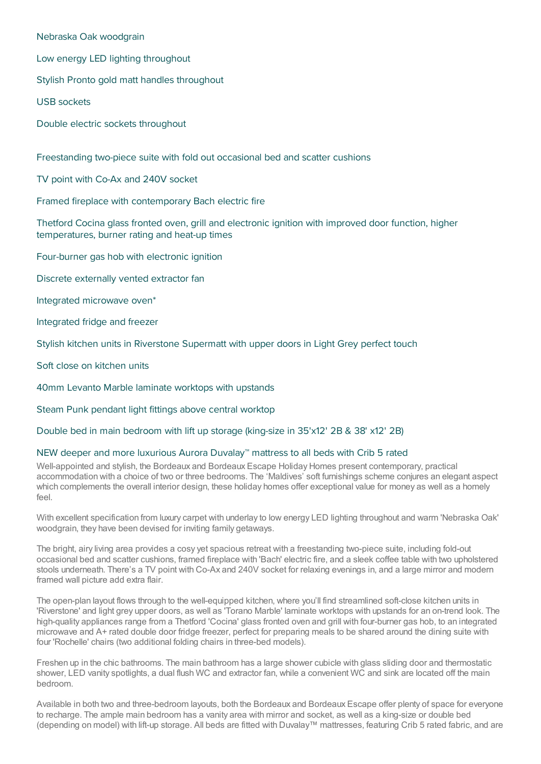Nebraska Oak woodgrain

Low energy LED lighting throughout

Stylish Pronto gold matt handles throughout

USB sockets

Double electric sockets throughout

Freestanding two-piece suite with fold out occasional bed and scatter cushions

TV point with Co-Ax and 240V socket

Framed fireplace with contemporary Bach electric fire

Thetford Cocina glass fronted oven, grill and electronic ignition with improved door function, higher temperatures, burner rating and heat-up times

Four-burner gas hob with electronic ignition

Discrete externally vented extractor fan

Integrated microwave oven*

Integrated fridge and freezer

Stylish kitchen units in Riverstone Supermatt with upper doors in Light Grey perfect touch

Soft close on kitchen units

40mm Levanto Marble laminate worktops with upstands

Steam Punk pendant light fittings above central worktop

Double bed in main bedroom with lift up storage (king-size in 35'x12' 2B & 38' x12' 2B)

NEW deeper and more luxurious Aurora Duvalay™ mattress to all beds with Crib 5 rated

Well-appointed and stylish, the Bordeaux and Bordeaux Escape Holiday Homes present contemporary, practical accommodation with a choice of two or three bedrooms. The 'Maldives' soft furnishings scheme conjures an elegant aspect which complements the overall interior design, these holiday homes offer exceptional value for money as well as a homely feel.

With excellent specification from luxury carpet with underlay to low energy LED lighting throughout and warm 'Nebraska Oak' woodgrain, they have been devised for inviting family getaways.

The bright, airy living area provides a cosy yet spacious retreat with a freestanding two-piece suite, including fold-out occasional bed and scatter cushions, framed fireplace with 'Bach' electric fire, and a sleek coffee table with two upholstered stools underneath. There's a TV point with Co-Ax and 240V socket for relaxing evenings in, and a large mirror and modern framed wall picture add extra flair.

The open-plan layout flows through to the well-equipped kitchen, where you'll find streamlined soft-close kitchen units in 'Riverstone' and light grey upper doors, as well as 'Torano Marble' laminate worktops with upstands for an on-trend look. The high-quality appliances range from a Thetford 'Cocina' glass fronted oven and grill with four-burner gas hob, to an integrated microwave and A+ rated double door fridge freezer, perfect for preparing meals to be shared around the dining suite with four 'Rochelle' chairs (two additional folding chairs in three-bed models).

Freshen up in the chic bathrooms. The main bathroom has a large shower cubicle with glass sliding door and thermostatic shower, LED vanity spotlights, a dual flush WC and extractor fan, while a convenient WC and sink are located off the main bedroom.

Available in both two and three-bedroom layouts, both the Bordeaux and Bordeaux Escape offer plenty of space for everyone to recharge. The ample main bedroom has a vanity area with mirror and socket, as well as a king-size or double bed (depending on model) with lift-up storage. All beds are fitted with Duvalay™ mattresses, featuring Crib 5 rated fabric, and are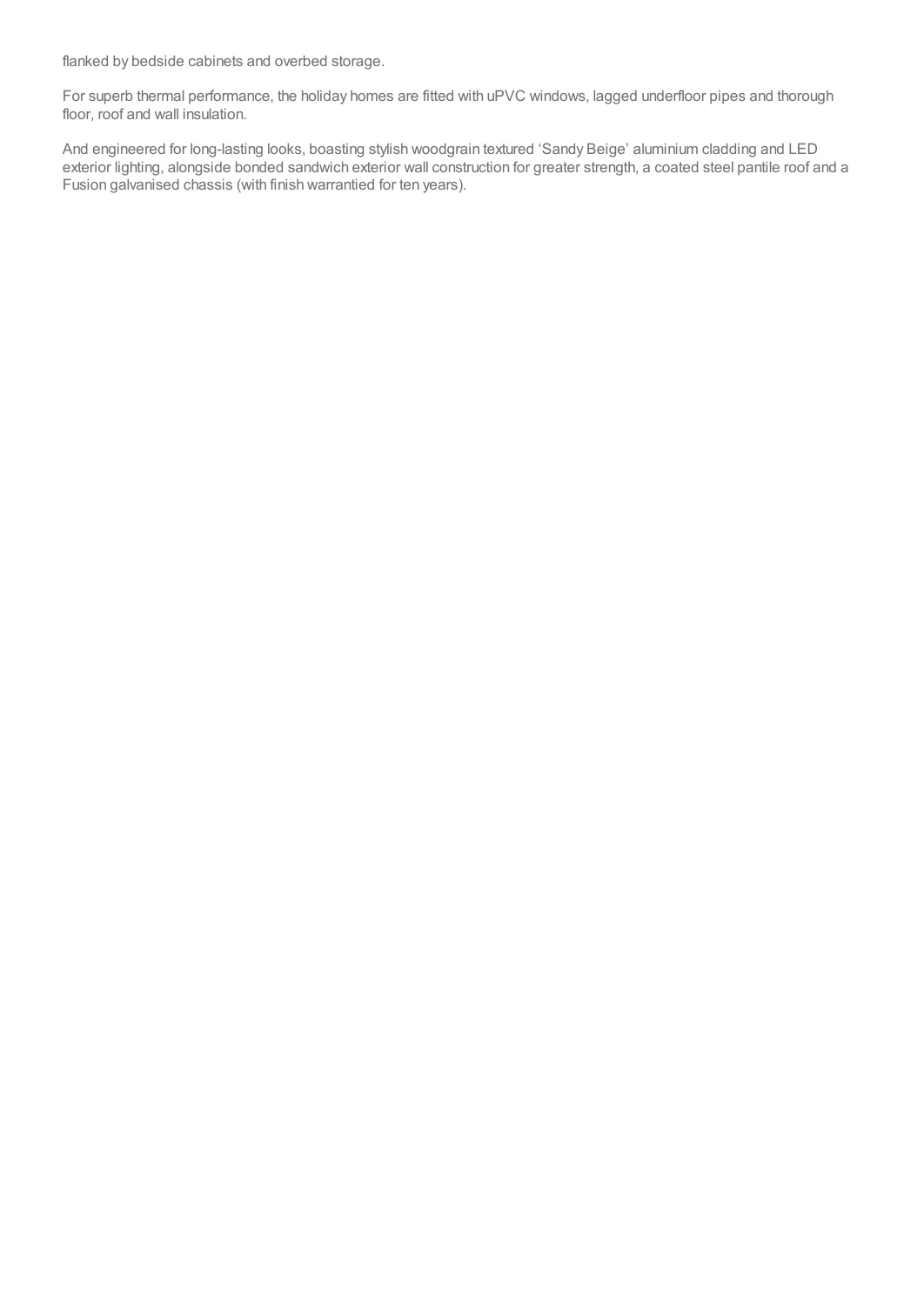flanked by bedside cabinets and overbed storage.

For superb thermal performance, the holiday homes are fitted with uPVC windows, lagged underfloor pipes and thorough floor, roof and wall insulation.

And engineered for long-lasting looks, boasting stylish woodgrain textured ‘Sandy Beige’ aluminium cladding and LED exterior lighting, alongside bonded sandwich exterior wall construction for greater strength, a coated steel pantile roof and a Fusion galvanised chassis (with finish warrantied for ten years).